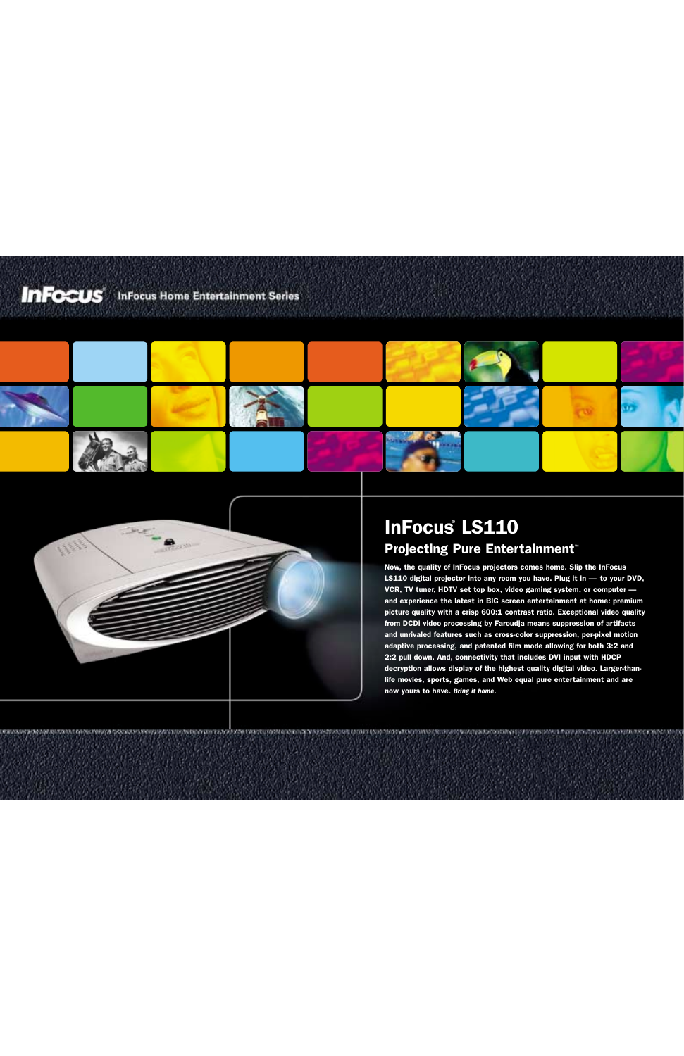InFocus Home Entertainment Series

# InFocus® LS110

## Projecting Pure Entertainment™

Now, the quality of InFocus projectors comes home. Slip the InFocus LS110 digital projector into any room you have. Plug it in — to your DVD, VCR, TV tuner, HDTV set top box, video gaming system, or computer — and experience the latest in BIG screen entertainment at home: premium picture quality with a crisp 600:1 contrast ratio. Exceptional video quality from DCDi video processing by Faroudja means suppression of artifacts and unrivaled features such as cross-color suppression, per-pixel motion adaptive processing, and patented film mode allowing for both 3:2 and 2:2 pull down. And, connectivity that includes DVI input with HDCP decryption allows display of the highest quality digital video. Larger-than-life movies, sports, games, and Web equal pure entertainment and are now yours to have. *Bring it home*.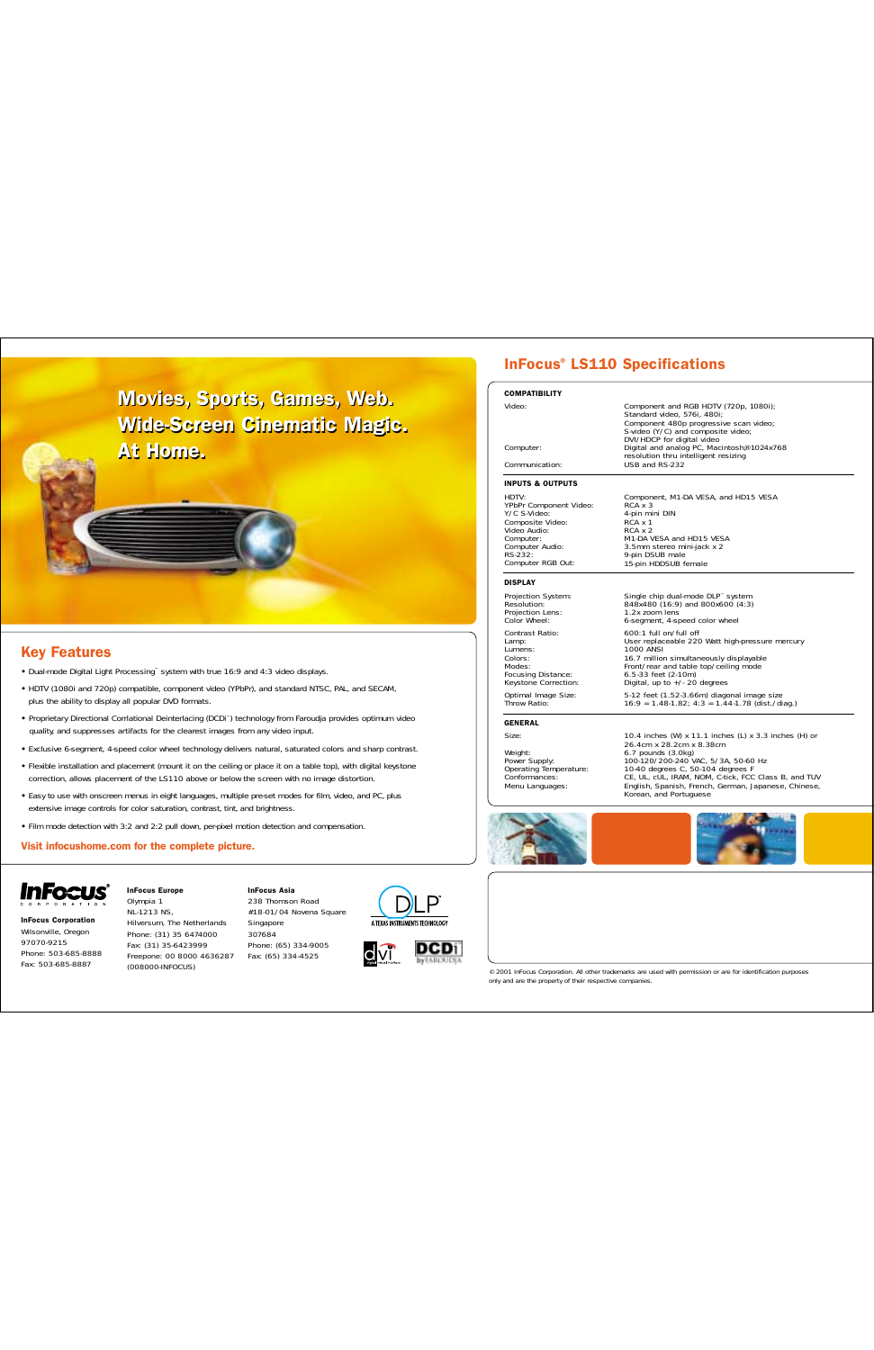Movies, Sports, Games, Web.
Wide-Screen Cinematic Magic.
At Home.

## Key Features

- Dual-mode Digital Light Processing™ system with true 16:9 and 4:3 video displays.
- HDTV (1080i and 720p) compatible, component video (YPbPr), and standard NTSC, PAL, and SECAM, plus the ability to display all popular DVD formats.
- Proprietary Directional Correlational Deinterlacing (DCDi™) technology from Faroudja provides optimum video quality, and suppresses artifacts for the clearest images from any video input.
- Exclusive 6-segment, 4-speed color wheel technology delivers natural, saturated colors and sharp contrast.
- Flexible installation and placement (mount it on the ceiling or place it on a table top), with digital keystone correction, allows placement of the LS110 above or below the screen with no image distortion.
- Easy to use with onscreen menus in eight languages, multiple pre-set modes for film, video, and PC, plus extensive image controls for color saturation, contrast, tint, and brightness.
- Film mode detection with 3:2 and 2:2 pull down, per-pixel motion detection and compensation.

**Visit infocushome.com for the complete picture.**

InFocus® CORPORATION

**InFocus Corporation**
Wilsonville, Oregon
97070-9215
Phone: 503-685-8888
Fax: 503-685-8887

**InFocus Europe**
Olympia 1
NL-1213 NS,
Hilversum, The Netherlands
Phone: (31) 35 6474000
Fax: (31) 35-6423999
Freepone: 00 8000 4636287
(008000-INFOCUS)

**InFocus Asia**
238 Thomson Road
#18-01/04 Novena Square
Singapore
307684
Phone: (65) 334-9005
Fax: (65) 334-4525

DLP™ A TEXAS INSTRUMENTS TECHNOLOGY

dvi

DCDi by FAROUDJA

## InFocus® LS110 Specifications

### COMPATIBILITY

| | |
|---|---|
| Video: | Component and RGB HDTV (720p, 1080i); Standard video, 576i, 480i; Component 480p progressive scan video; S-video (Y/C) and composite video; DVI/HDCP for digital video |
| Computer: | Digital and analog PC, Macintosh®1024x768 resolution thru intelligent resizing |
| Communication: | USB and RS-232 |

### INPUTS & OUTPUTS

| | |
|---|---|
| HDTV: | Component, M1-DA VESA, and HD15 VESA |
| YPbPr Component Video: | RCA x 3 |
| Y/C S-Video: | 4-pin mini DIN |
| Composite Video: | RCA x 1 |
| Video Audio: | RCA x 2 |
| Computer: | M1-DA VESA and HD15 VESA |
| Computer Audio: | 3.5mm stereo mini-jack x 2 |
| RS-232: | 9-pin DSUB male |
| Computer RGB Out: | 15-pin HDDSUB female |

### DISPLAY

| | |
|---|---|
| Projection System: | Single chip dual-mode DLP™ system |
| Resolution: | 848x480 (16:9) and 800x600 (4:3) |
| Projection Lens: | 1.2x zoom lens |
| Color Wheel: | 6-segment, 4-speed color wheel |
| Contrast Ratio: | 600:1 full on/full off |
| Lamp: | User replaceable 220 Watt high-pressure mercury |
| Lumens: | 1000 ANSI |
| Colors: | 16.7 million simultaneously displayable |
| Modes: | Front/rear and table top/ceiling mode |
| Focusing Distance: | 6.5-33 feet (2-10m) |
| Keystone Correction: | Digital, up to +/- 20 degrees |
| Optimal Image Size: | 5-12 feet (1.52-3.66m) diagonal image size |
| Throw Ratio: | 16:9 = 1.48-1.82; 4:3 = 1.44-1.78 (dist./diag.) |

### GENERAL

| | |
|---|---|
| Size: | 10.4 inches (W) x 11.1 inches (L) x 3.3 inches (H) or 26.4cm x 28.2cm x 8.38cm |
| Weight: | 6.7 pounds (3.0kg) |
| Power Supply: | 100-120/200-240 VAC, 5/3A, 50-60 Hz |
| Operating Temperature: | 10-40 degrees C, 50-104 degrees F |
| Conformances: | CE, UL, cUL, IRAM, NOM, C-tick, FCC Class B, and TUV |
| Menu Languages: | English, Spanish, French, German, Japanese, Chinese, Korean, and Portuguese |

© 2001 InFocus Corporation. All other trademarks are used with permission or are for identification purposes only and are the property of their respective companies.